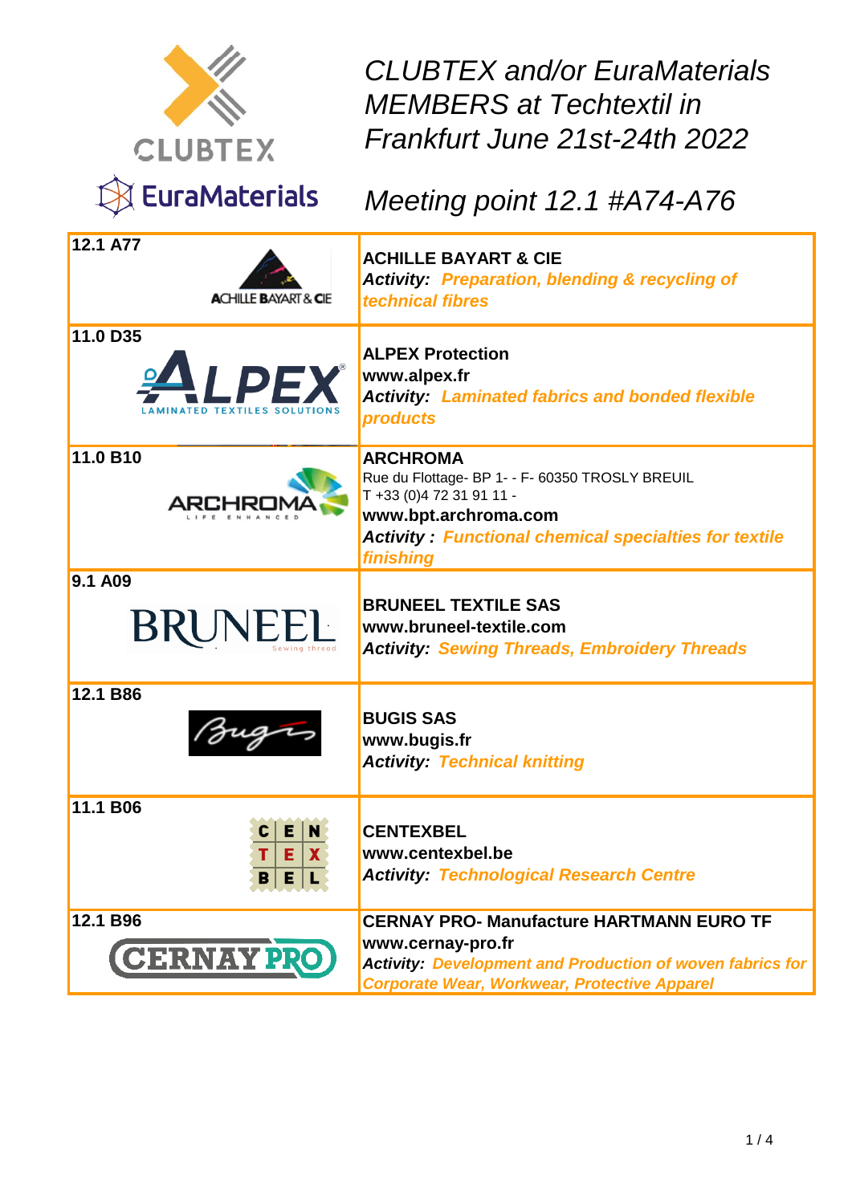# CLUBTEX and/or EuraMaterials MEMBERS at Techtextil in Frankfurt June 21st-24th 2022

## Meeting point 12.1 #A74-A76

| Stand | Company |
|---|---|
| **12.1 A77** | **ACHILLE BAYART & CIE**<br>***Activity:*** ***Preparation, blending & recycling of technical fibres*** |
| **11.0 D35** | **ALPEX Protection**<br>**www.alpex.fr**<br>***Activity:*** ***Laminated fabrics and bonded flexible products*** |
| **11.0 B10** | **ARCHROMA**<br>Rue du Flottage- BP 1- - F- 60350 TROSLY BREUIL<br>T +33 (0)4 72 31 91 11 -<br>**www.bpt.archroma.com**<br>***Activity :*** ***Functional chemical specialties for textile finishing*** |
| **9.1 A09** | **BRUNEEL TEXTILE SAS**<br>**www.bruneel-textile.com**<br>***Activity:*** ***Sewing Threads, Embroidery Threads*** |
| **12.1 B86** | **BUGIS SAS**<br>**www.bugis.fr**<br>***Activity:*** ***Technical knitting*** |
| **11.1 B06** | **CENTEXBEL**<br>**www.centexbel.be**<br>***Activity:*** ***Technological Research Centre*** |
| **12.1 B96** | **CERNAY PRO- Manufacture HARTMANN EURO TF**<br>**www.cernay-pro.fr**<br>***Activity:*** ***Development and Production of woven fabrics for Corporate Wear, Workwear, Protective Apparel*** |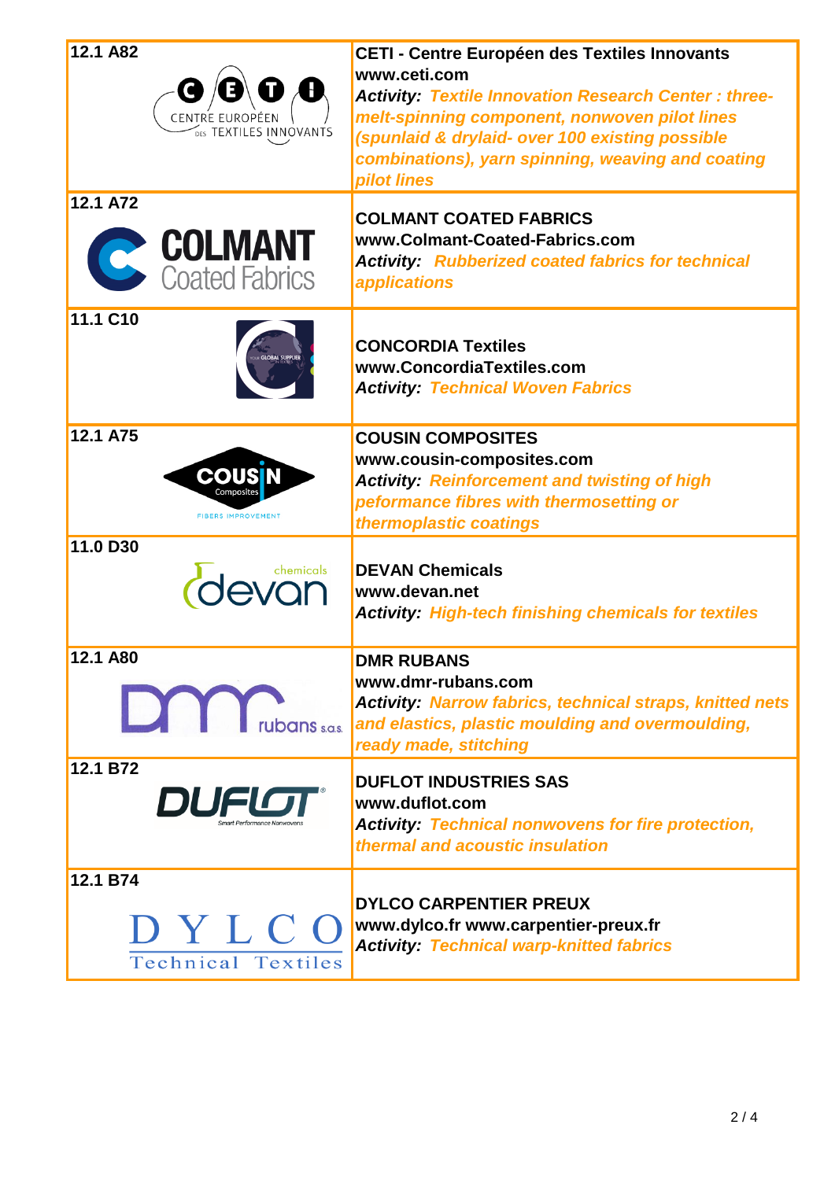| Stand | Exhibitor |
|---|---|
| 12.1 A82 | **CETI - Centre Européen des Textiles Innovants**<br>**www.ceti.com**<br>***Activity:*** ***Textile Innovation Research Center : three-melt-spinning component, nonwoven pilot lines (spunlaid & drylaid- over 100 existing possible combinations), yarn spinning, weaving and coating pilot lines*** |
| 12.1 A72 | **COLMANT COATED FABRICS**<br>**www.Colmant-Coated-Fabrics.com**<br>***Activity:*** ***Rubberized coated fabrics for technical applications*** |
| 11.1 C10 | **CONCORDIA Textiles**<br>**www.ConcordiaTextiles.com**<br>***Activity:*** ***Technical Woven Fabrics*** |
| 12.1 A75 | **COUSIN COMPOSITES**<br>**www.cousin-composites.com**<br>***Activity:*** ***Reinforcement and twisting of high peformance fibres with thermosetting or thermoplastic coatings*** |
| 11.0 D30 | **DEVAN Chemicals**<br>**www.devan.net**<br>***Activity:*** ***High-tech finishing chemicals for textiles*** |
| 12.1 A80 | **DMR RUBANS**<br>**www.dmr-rubans.com**<br>***Activity:*** ***Narrow fabrics, technical straps, knitted nets and elastics, plastic moulding and overmoulding, ready made, stitching*** |
| 12.1 B72 | **DUFLOT INDUSTRIES SAS**<br>**www.duflot.com**<br>***Activity:*** ***Technical nonwovens for fire protection, thermal and acoustic insulation*** |
| 12.1 B74 | **DYLCO CARPENTIER PREUX**<br>**www.dylco.fr www.carpentier-preux.fr**<br>***Activity:*** ***Technical warp-knitted fabrics*** |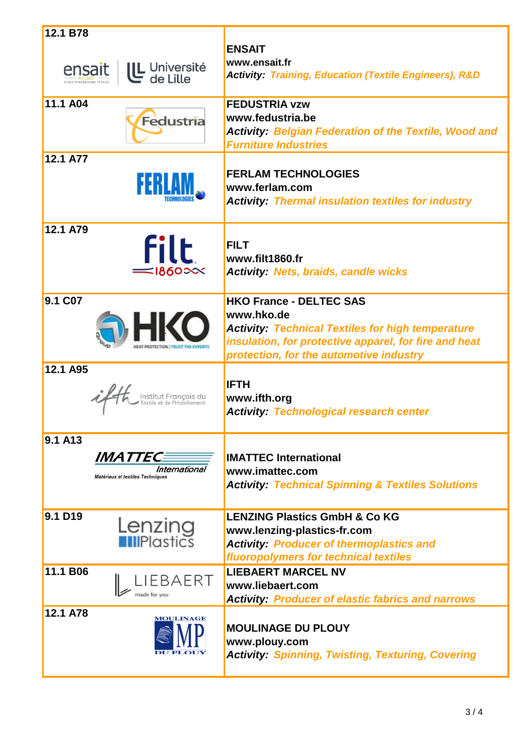| Stand | Exhibitor |
|---|---|
| 12.1 B78 | **ENSAIT**<br>**www.ensait.fr**<br>***Activity:*** ***Training, Education (Textile Engineers), R&D*** |
| 11.1 A04 | **FEDUSTRIA vzw**<br>**www.fedustria.be**<br>***Activity:*** ***Belgian Federation of the Textile, Wood and Furniture Industries*** |
| 12.1 A77 | **FERLAM TECHNOLOGIES**<br>**www.ferlam.com**<br>***Activity:*** ***Thermal insulation textiles for industry*** |
| 12.1 A79 | **FILT**<br>**www.filt1860.fr**<br>***Activity:*** ***Nets, braids, candle wicks*** |
| 9.1 C07 | **HKO France - DELTEC SAS**<br>**www.hko.de**<br>***Activity:*** ***Technical Textiles for high temperature insulation, for protective apparel, for fire and heat protection, for the automotive industry*** |
| 12.1 A95 | **IFTH**<br>**www.ifth.org**<br>***Activity:*** ***Technological research center*** |
| 9.1 A13 | **IMATTEC International**<br>**www.imattec.com**<br>***Activity:*** ***Technical Spinning & Textiles Solutions*** |
| 9.1 D19 | **LENZING Plastics GmbH & Co KG**<br>**www.lenzing-plastics-fr.com**<br>***Activity:*** ***Producer of thermoplastics and fluoropolymers for technical textiles*** |
| 11.1 B06 | **LIEBAERT MARCEL NV**<br>**www.liebaert.com**<br>***Activity:*** ***Producer of elastic fabrics and narrows*** |
| 12.1 A78 | **MOULINAGE DU PLOUY**<br>**www.plouy.com**<br>***Activity:*** ***Spinning, Twisting, Texturing, Covering*** |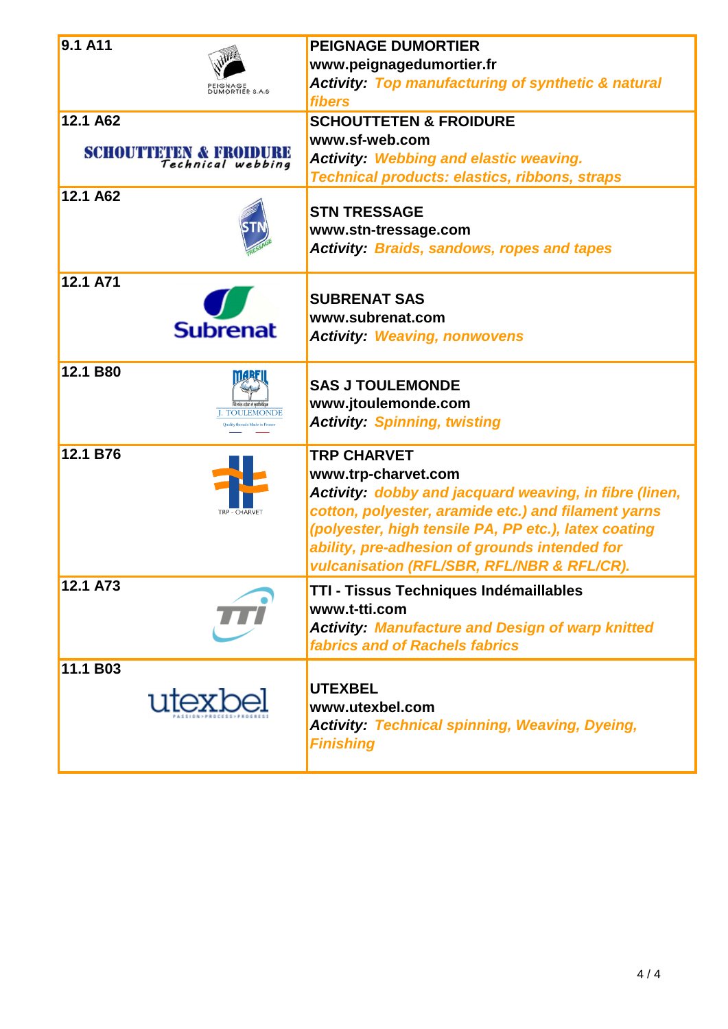| | |
|---|---|
| 9.1 A11<br>PEIGNAGE DUMORTIER S.A.S | **PEIGNAGE DUMORTIER**<br>**www.peignagedumortier.fr**<br>***Activity:*** ***Top manufacturing of synthetic & natural fibers*** |
| 12.1 A62<br>SCHOUTTETEN & FROIDURE Technical webbing | **SCHOUTTETEN & FROIDURE**<br>**www.sf-web.com**<br>***Activity:*** ***Webbing and elastic weaving. Technical products: elastics, ribbons, straps*** |
| 12.1 A62<br>STN TRESSAGE | **STN TRESSAGE**<br>**www.stn-tressage.com**<br>***Activity:*** ***Braids, sandows, ropes and tapes*** |
| 12.1 A71<br>Subrenat | **SUBRENAT SAS**<br>**www.subrenat.com**<br>***Activity:*** ***Weaving, nonwovens*** |
| 12.1 B80<br>MAREIL J. TOULEMONDE | **SAS J TOULEMONDE**<br>**www.jtoulemonde.com**<br>***Activity:*** ***Spinning, twisting*** |
| 12.1 B76<br>TRP - CHARVET | **TRP CHARVET**<br>**www.trp-charvet.com**<br>***Activity:*** ***dobby and jacquard weaving, in fibre (linen, cotton, polyester, aramide etc.) and filament yarns (polyester, high tensile PA, PP etc.), latex coating ability, pre-adhesion of grounds intended for vulcanisation (RFL/SBR, RFL/NBR & RFL/CR).*** |
| 12.1 A73<br>TTI | **TTI - Tissus Techniques Indémaillables**<br>**www.t-tti.com**<br>***Activity:*** ***Manufacture and Design of warp knitted fabrics and of Rachels fabrics*** |
| 11.1 B03<br>utexbel | **UTEXBEL**<br>**www.utexbel.com**<br>***Activity:*** ***Technical spinning, Weaving, Dyeing, Finishing*** |